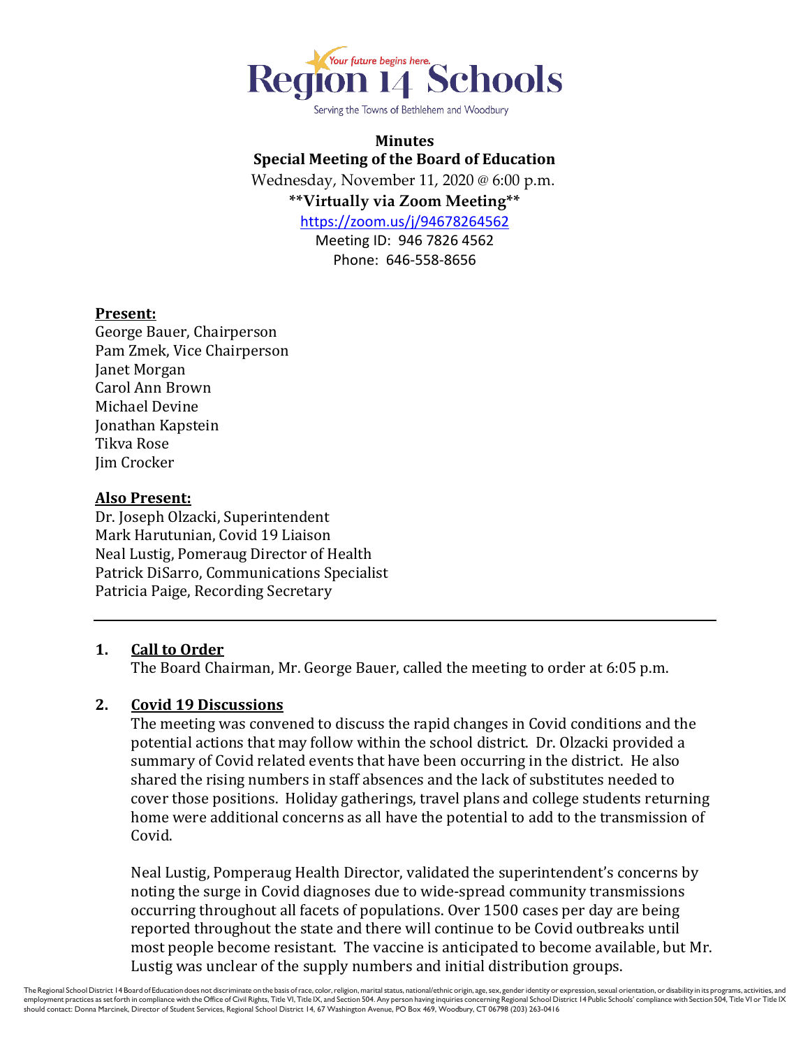Region 14 Schools

*Your future begins here.*

Serving the Towns of Bethlehem and Woodbury

**Minutes**
**Special Meeting of the Board of Education**
Wednesday, November 11, 2020 @ 6:00 p.m.
**\*\*Virtually via Zoom Meeting\*\***
https://zoom.us/j/94678264562
Meeting ID: 946 7826 4562
Phone: 646-558-8656

**Present:**
George Bauer, Chairperson
Pam Zmek, Vice Chairperson
Janet Morgan
Carol Ann Brown
Michael Devine
Jonathan Kapstein
Tikva Rose
Jim Crocker

**Also Present:**
Dr. Joseph Olzacki, Superintendent
Mark Harutunian, Covid 19 Liaison
Neal Lustig, Pomeraug Director of Health
Patrick DiSarro, Communications Specialist
Patricia Paige, Recording Secretary

---

1. **Call to Order**
   The Board Chairman, Mr. George Bauer, called the meeting to order at 6:05 p.m.

2. **Covid 19 Discussions**
   The meeting was convened to discuss the rapid changes in Covid conditions and the potential actions that may follow within the school district. Dr. Olzacki provided a summary of Covid related events that have been occurring in the district. He also shared the rising numbers in staff absences and the lack of substitutes needed to cover those positions. Holiday gatherings, travel plans and college students returning home were additional concerns as all have the potential to add to the transmission of Covid.

   Neal Lustig, Pomperaug Health Director, validated the superintendent's concerns by noting the surge in Covid diagnoses due to wide-spread community transmissions occurring throughout all facets of populations. Over 1500 cases per day are being reported throughout the state and there will continue to be Covid outbreaks until most people become resistant. The vaccine is anticipated to become available, but Mr. Lustig was unclear of the supply numbers and initial distribution groups.

The Regional School District 14 Board of Education does not discriminate on the basis of race, color, religion, marital status, national/ethnic origin, age, sex, gender identity or expression, sexual orientation, or disability in its programs, activities, and employment practices as set forth in compliance with the Office of Civil Rights, Title VI, Title IX, and Section 504. Any person having inquiries concerning Regional School District 14 Public Schools' compliance with Section 504, Title VI or Title IX should contact: Donna Marcinek, Director of Student Services, Regional School District 14, 67 Washington Avenue, PO Box 469, Woodbury, CT 06798 (203) 263-0416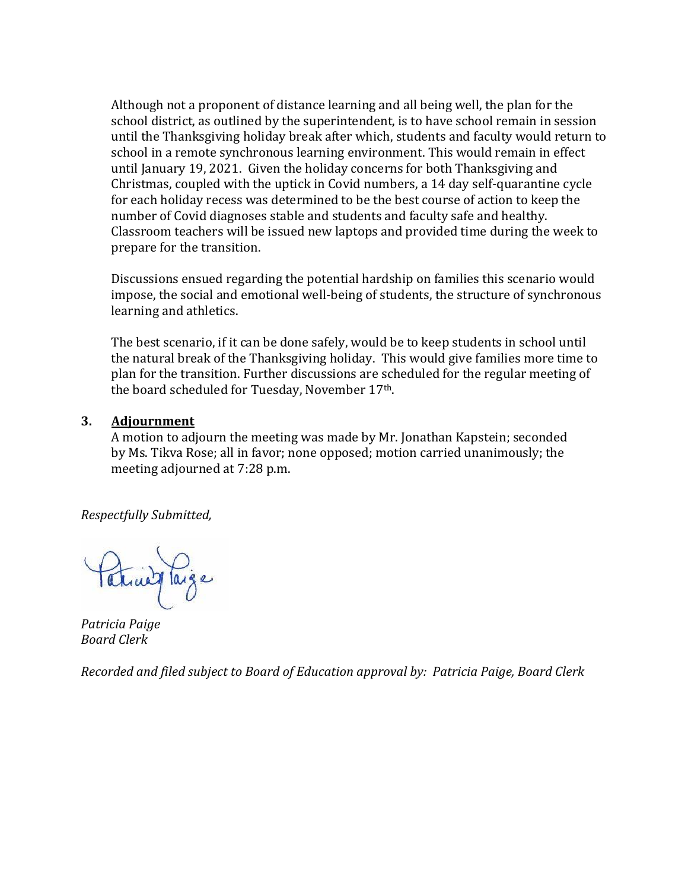Although not a proponent of distance learning and all being well, the plan for the school district, as outlined by the superintendent, is to have school remain in session until the Thanksgiving holiday break after which, students and faculty would return to school in a remote synchronous learning environment. This would remain in effect until January 19, 2021. Given the holiday concerns for both Thanksgiving and Christmas, coupled with the uptick in Covid numbers, a 14 day self-quarantine cycle for each holiday recess was determined to be the best course of action to keep the number of Covid diagnoses stable and students and faculty safe and healthy. Classroom teachers will be issued new laptops and provided time during the week to prepare for the transition.

Discussions ensued regarding the potential hardship on families this scenario would impose, the social and emotional well-being of students, the structure of synchronous learning and athletics.

The best scenario, if it can be done safely, would be to keep students in school until the natural break of the Thanksgiving holiday. This would give families more time to plan for the transition. Further discussions are scheduled for the regular meeting of the board scheduled for Tuesday, November 17th.

**3. Adjournment**

A motion to adjourn the meeting was made by Mr. Jonathan Kapstein; seconded by Ms. Tikva Rose; all in favor; none opposed; motion carried unanimously; the meeting adjourned at 7:28 p.m.

*Respectfully Submitted,*

*Patricia Paige*
*Board Clerk*

*Recorded and filed subject to Board of Education approval by: Patricia Paige, Board Clerk*